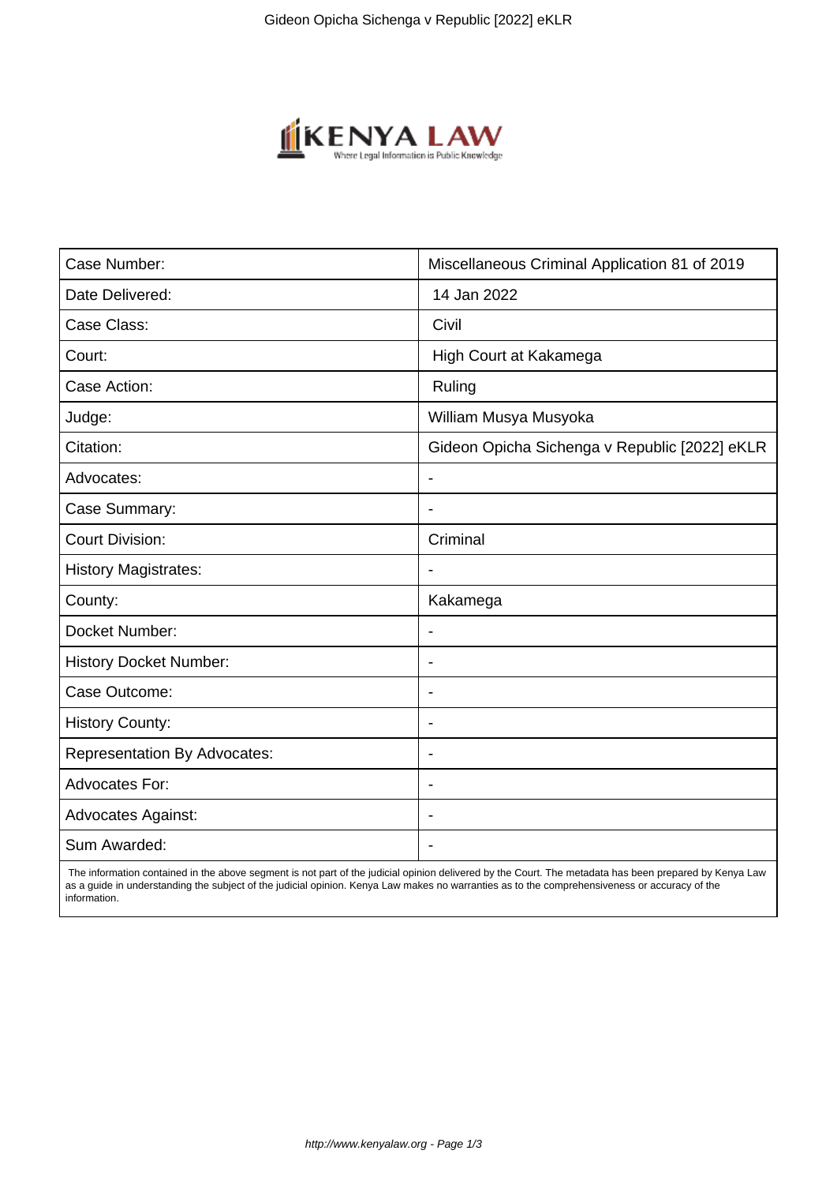| Case Number: | Miscellaneous Criminal Application 81 of 2019 |
|---|---|
| Date Delivered: | 14 Jan 2022 |
| Case Class: | Civil |
| Court: | High Court at Kakamega |
| Case Action: | Ruling |
| Judge: | William Musya Musyoka |
| Citation: | Gideon Opicha Sichenga v Republic [2022] eKLR |
| Advocates: | - |
| Case Summary: | - |
| Court Division: | Criminal |
| History Magistrates: | - |
| County: | Kakamega |
| Docket Number: | - |
| History Docket Number: | - |
| Case Outcome: | - |
| History County: | - |
| Representation By Advocates: | - |
| Advocates For: | - |
| Advocates Against: | - |
| Sum Awarded: | - |

The information contained in the above segment is not part of the judicial opinion delivered by the Court. The metadata has been prepared by Kenya Law as a guide in understanding the subject of the judicial opinion. Kenya Law makes no warranties as to the comprehensiveness or accuracy of the information.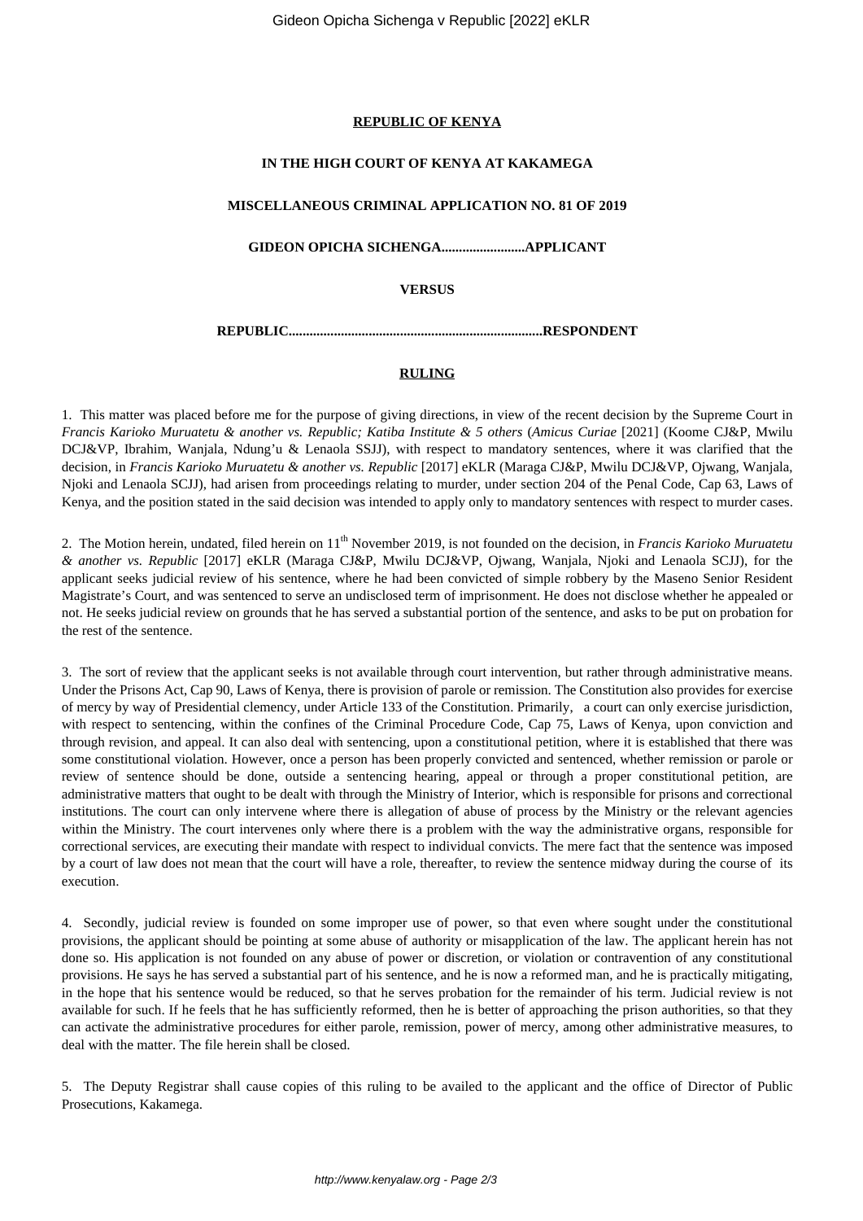**REPUBLIC OF KENYA**

**IN THE HIGH COURT OF KENYA AT KAKAMEGA**

**MISCELLANEOUS CRIMINAL APPLICATION NO. 81 OF 2019**

**GIDEON OPICHA SICHENGA........................APPLICANT**

**VERSUS**

**REPUBLIC.........................................................................RESPONDENT**

**RULING**

1. This matter was placed before me for the purpose of giving directions, in view of the recent decision by the Supreme Court in *Francis Karioko Muruatetu & another vs. Republic; Katiba Institute & 5 others* (*Amicus Curiae* [2021] (Koome CJ&P, Mwilu DCJ&VP, Ibrahim, Wanjala, Ndung'u & Lenaola SSJJ), with respect to mandatory sentences, where it was clarified that the decision, in *Francis Karioko Muruatetu & another vs. Republic* [2017] eKLR (Maraga CJ&P, Mwilu DCJ&VP, Ojwang, Wanjala, Njoki and Lenaola SCJJ), had arisen from proceedings relating to murder, under section 204 of the Penal Code, Cap 63, Laws of Kenya, and the position stated in the said decision was intended to apply only to mandatory sentences with respect to murder cases.

2. The Motion herein, undated, filed herein on 11th November 2019, is not founded on the decision, in *Francis Karioko Muruatetu & another vs. Republic* [2017] eKLR (Maraga CJ&P, Mwilu DCJ&VP, Ojwang, Wanjala, Njoki and Lenaola SCJJ), for the applicant seeks judicial review of his sentence, where he had been convicted of simple robbery by the Maseno Senior Resident Magistrate's Court, and was sentenced to serve an undisclosed term of imprisonment. He does not disclose whether he appealed or not. He seeks judicial review on grounds that he has served a substantial portion of the sentence, and asks to be put on probation for the rest of the sentence.

3. The sort of review that the applicant seeks is not available through court intervention, but rather through administrative means. Under the Prisons Act, Cap 90, Laws of Kenya, there is provision of parole or remission. The Constitution also provides for exercise of mercy by way of Presidential clemency, under Article 133 of the Constitution. Primarily, a court can only exercise jurisdiction, with respect to sentencing, within the confines of the Criminal Procedure Code, Cap 75, Laws of Kenya, upon conviction and through revision, and appeal. It can also deal with sentencing, upon a constitutional petition, where it is established that there was some constitutional violation. However, once a person has been properly convicted and sentenced, whether remission or parole or review of sentence should be done, outside a sentencing hearing, appeal or through a proper constitutional petition, are administrative matters that ought to be dealt with through the Ministry of Interior, which is responsible for prisons and correctional institutions. The court can only intervene where there is allegation of abuse of process by the Ministry or the relevant agencies within the Ministry. The court intervenes only where there is a problem with the way the administrative organs, responsible for correctional services, are executing their mandate with respect to individual convicts. The mere fact that the sentence was imposed by a court of law does not mean that the court will have a role, thereafter, to review the sentence midway during the course of its execution.

4. Secondly, judicial review is founded on some improper use of power, so that even where sought under the constitutional provisions, the applicant should be pointing at some abuse of authority or misapplication of the law. The applicant herein has not done so. His application is not founded on any abuse of power or discretion, or violation or contravention of any constitutional provisions. He says he has served a substantial part of his sentence, and he is now a reformed man, and he is practically mitigating, in the hope that his sentence would be reduced, so that he serves probation for the remainder of his term. Judicial review is not available for such. If he feels that he has sufficiently reformed, then he is better of approaching the prison authorities, so that they can activate the administrative procedures for either parole, remission, power of mercy, among other administrative measures, to deal with the matter. The file herein shall be closed.

5. The Deputy Registrar shall cause copies of this ruling to be availed to the applicant and the office of Director of Public Prosecutions, Kakamega.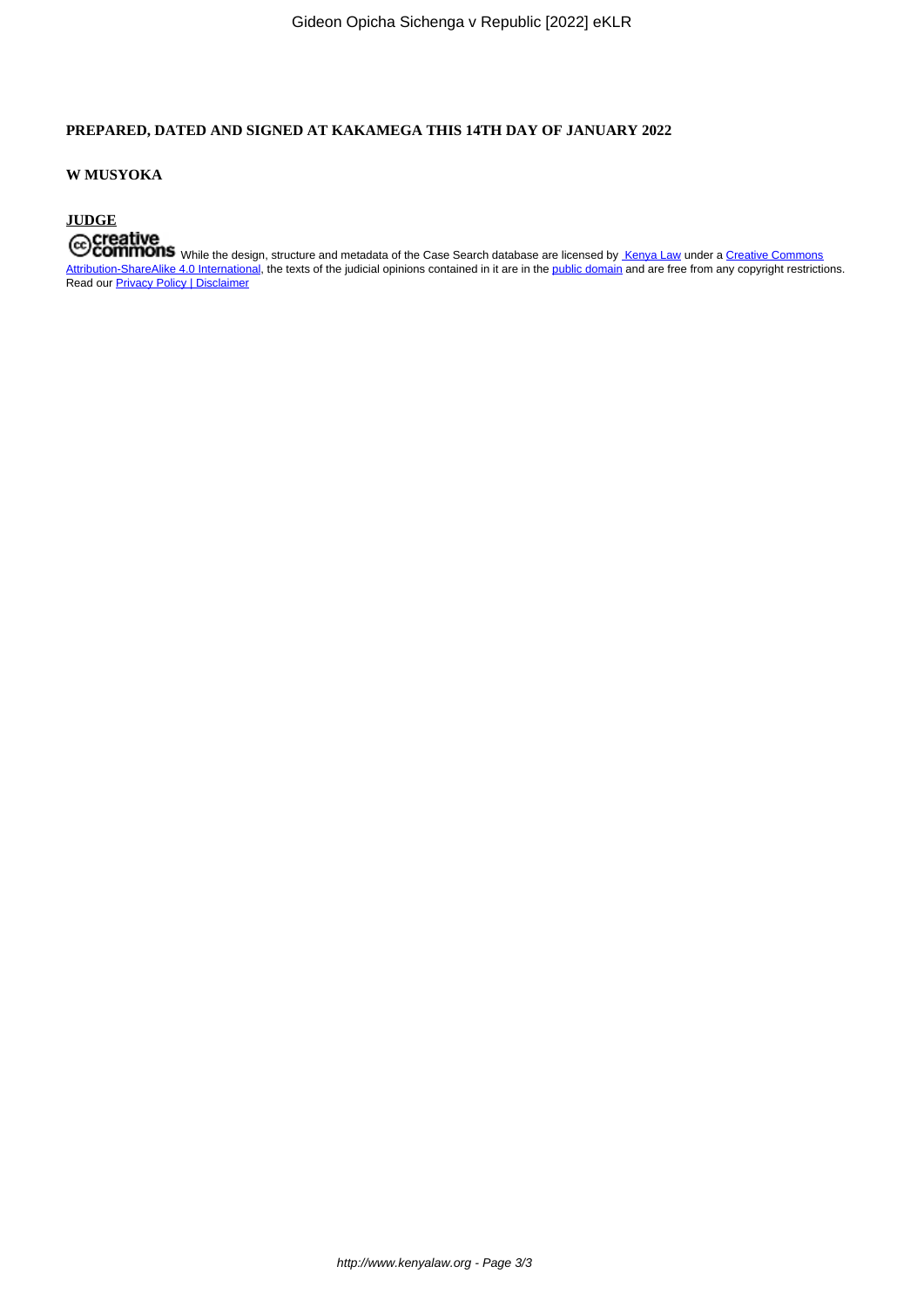**PREPARED, DATED AND SIGNED AT KAKAMEGA THIS 14TH DAY OF JANUARY 2022**

**W MUSYOKA**

**JUDGE**

While the design, structure and metadata of the Case Search database are licensed by Kenya Law under a Creative Commons Attribution-ShareAlike 4.0 International, the texts of the judicial opinions contained in it are in the public domain and are free from any copyright restrictions. Read our Privacy Policy | Disclaimer